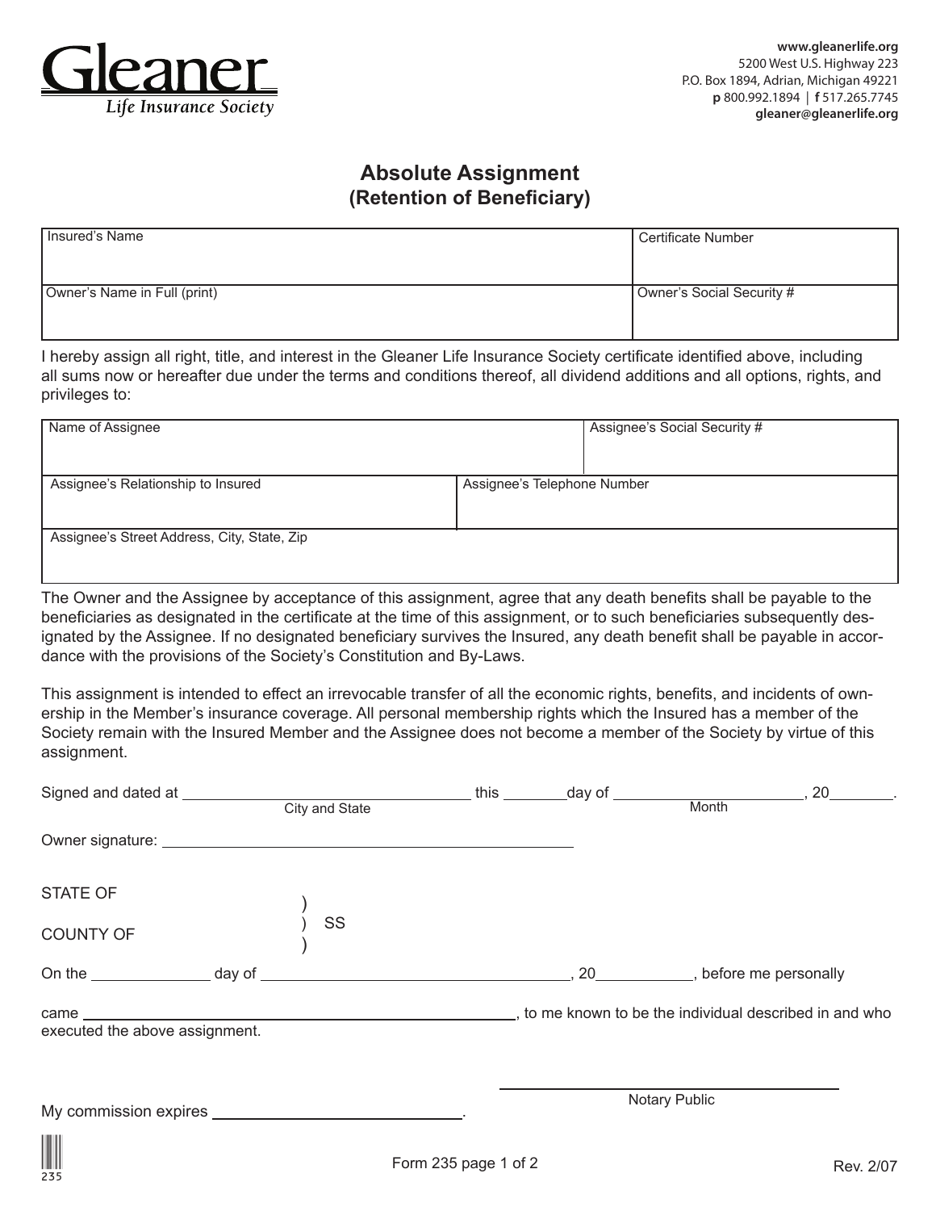**Gleaner**
*Life Insurance Society*

www.gleanerlife.org
5200 West U.S. Highway 223
P.O. Box 1894, Adrian, Michigan 49221
**p** 800.992.1894 | **f** 517.265.7745
gleaner@gleanerlife.org

# Absolute Assignment
## (Retention of Beneficiary)

| Insured's Name | Certificate Number |
|---|---|
| | |
| Owner's Name in Full (print) | Owner's Social Security # |
| | |

I hereby assign all right, title, and interest in the Gleaner Life Insurance Society certificate identified above, including all sums now or hereafter due under the terms and conditions thereof, all dividend additions and all options, rights, and privileges to:

| Name of Assignee | Assignee's Social Security # |
|---|---|
| | |
| Assignee's Relationship to Insured | Assignee's Telephone Number |
| | |
| Assignee's Street Address, City, State, Zip | |
| | |

The Owner and the Assignee by acceptance of this assignment, agree that any death benefits shall be payable to the beneficiaries as designated in the certificate at the time of this assignment, or to such beneficiaries subsequently designated by the Assignee. If no designated beneficiary survives the Insured, any death benefit shall be payable in accordance with the provisions of the Society's Constitution and By-Laws.

This assignment is intended to effect an irrevocable transfer of all the economic rights, benefits, and incidents of ownership in the Member's insurance coverage. All personal membership rights which the Insured has a member of the Society remain with the Insured Member and the Assignee does not become a member of the Society by virtue of this assignment.

Signed and dated at ______________________ (City and State) this ________ day of ______________________ (Month), 20________.

Owner signature: ________________________________________

STATE OF )
) SS
COUNTY OF )

On the ____________ day of ______________________________, 20__________, before me personally

came ______________________________________________, to me known to be the individual described in and who executed the above assignment.

______________________________
Notary Public

My commission expires ________________________.

235

Form 235 page 1 of 2

Rev. 2/07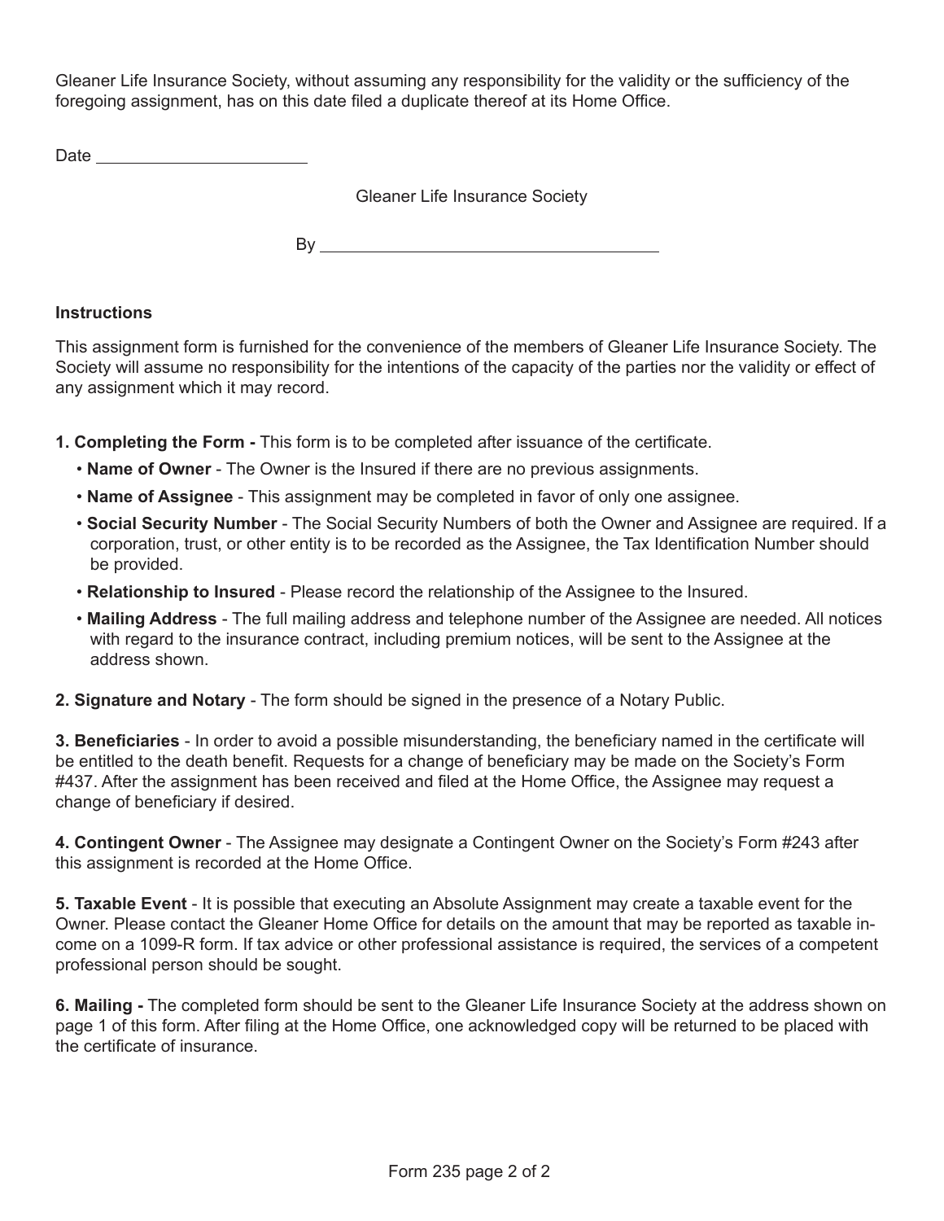Gleaner Life Insurance Society, without assuming any responsibility for the validity or the sufficiency of the foregoing assignment, has on this date filed a duplicate thereof at its Home Office.

Date ______________________

Gleaner Life Insurance Society

By ___________________________________

**Instructions**

This assignment form is furnished for the convenience of the members of Gleaner Life Insurance Society. The Society will assume no responsibility for the intentions of the capacity of the parties nor the validity or effect of any assignment which it may record.

**1. Completing the Form -** This form is to be completed after issuance of the certificate.

- **Name of Owner** - The Owner is the Insured if there are no previous assignments.
- **Name of Assignee** - This assignment may be completed in favor of only one assignee.
- **Social Security Number** - The Social Security Numbers of both the Owner and Assignee are required. If a corporation, trust, or other entity is to be recorded as the Assignee, the Tax Identification Number should be provided.
- **Relationship to Insured** - Please record the relationship of the Assignee to the Insured.
- **Mailing Address** - The full mailing address and telephone number of the Assignee are needed. All notices with regard to the insurance contract, including premium notices, will be sent to the Assignee at the address shown.

**2. Signature and Notary** - The form should be signed in the presence of a Notary Public.

**3. Beneficiaries** - In order to avoid a possible misunderstanding, the beneficiary named in the certificate will be entitled to the death benefit. Requests for a change of beneficiary may be made on the Society's Form #437. After the assignment has been received and filed at the Home Office, the Assignee may request a change of beneficiary if desired.

**4. Contingent Owner** - The Assignee may designate a Contingent Owner on the Society's Form #243 after this assignment is recorded at the Home Office.

**5. Taxable Event** - It is possible that executing an Absolute Assignment may create a taxable event for the Owner. Please contact the Gleaner Home Office for details on the amount that may be reported as taxable income on a 1099-R form. If tax advice or other professional assistance is required, the services of a competent professional person should be sought.

**6. Mailing -** The completed form should be sent to the Gleaner Life Insurance Society at the address shown on page 1 of this form. After filing at the Home Office, one acknowledged copy will be returned to be placed with the certificate of insurance.

Form 235 page 2 of 2